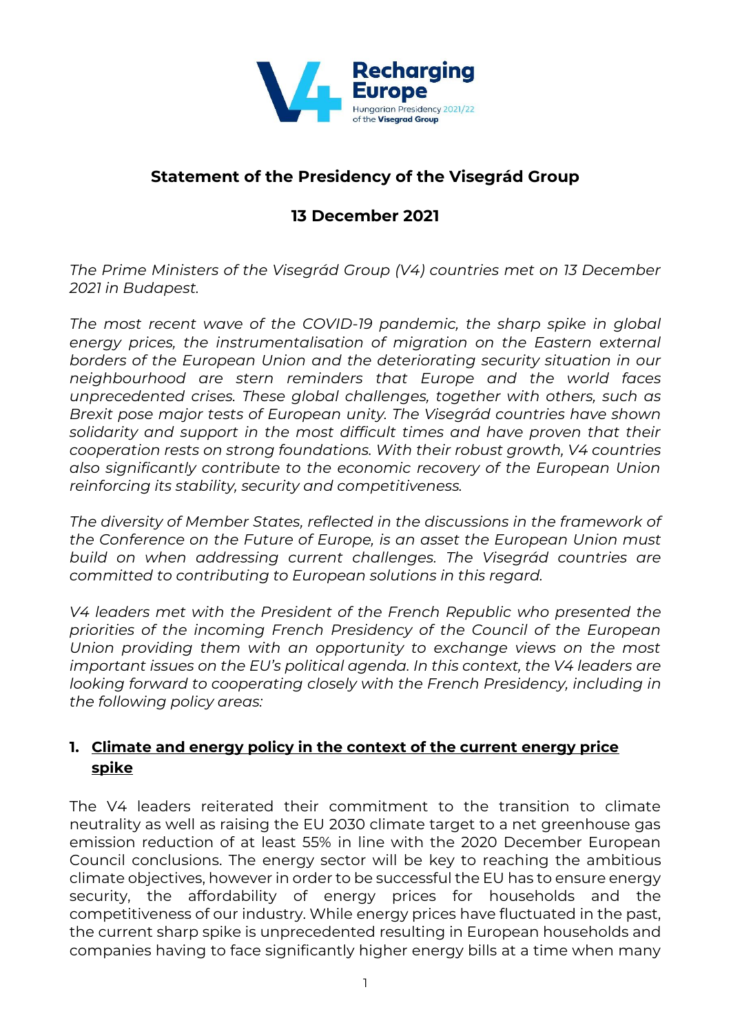**Statement of the Presidency of the Visegrád Group**

**13 December 2021**

*The Prime Ministers of the Visegrád Group (V4) countries met on 13 December 2021 in Budapest.*

*The most recent wave of the COVID-19 pandemic, the sharp spike in global energy prices, the instrumentalisation of migration on the Eastern external borders of the European Union and the deteriorating security situation in our neighbourhood are stern reminders that Europe and the world faces unprecedented crises. These global challenges, together with others, such as Brexit pose major tests of European unity. The Visegrád countries have shown solidarity and support in the most difficult times and have proven that their cooperation rests on strong foundations. With their robust growth, V4 countries also significantly contribute to the economic recovery of the European Union reinforcing its stability, security and competitiveness.*

*The diversity of Member States, reflected in the discussions in the framework of the Conference on the Future of Europe, is an asset the European Union must build on when addressing current challenges. The Visegrád countries are committed to contributing to European solutions in this regard.*

*V4 leaders met with the President of the French Republic who presented the priorities of the incoming French Presidency of the Council of the European Union providing them with an opportunity to exchange views on the most important issues on the EU's political agenda. In this context, the V4 leaders are looking forward to cooperating closely with the French Presidency, including in the following policy areas:*

## 1. Climate and energy policy in the context of the current energy price spike

The V4 leaders reiterated their commitment to the transition to climate neutrality as well as raising the EU 2030 climate target to a net greenhouse gas emission reduction of at least 55% in line with the 2020 December European Council conclusions. The energy sector will be key to reaching the ambitious climate objectives, however in order to be successful the EU has to ensure energy security, the affordability of energy prices for households and the competitiveness of our industry. While energy prices have fluctuated in the past, the current sharp spike is unprecedented resulting in European households and companies having to face significantly higher energy bills at a time when many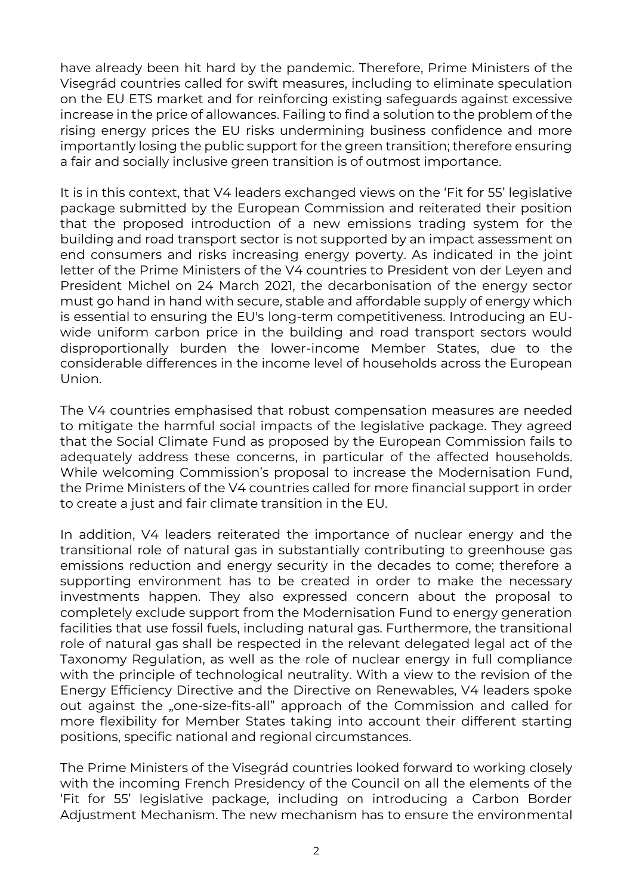have already been hit hard by the pandemic. Therefore, Prime Ministers of the Visegrád countries called for swift measures, including to eliminate speculation on the EU ETS market and for reinforcing existing safeguards against excessive increase in the price of allowances. Failing to find a solution to the problem of the rising energy prices the EU risks undermining business confidence and more importantly losing the public support for the green transition; therefore ensuring a fair and socially inclusive green transition is of outmost importance.

It is in this context, that V4 leaders exchanged views on the 'Fit for 55' legislative package submitted by the European Commission and reiterated their position that the proposed introduction of a new emissions trading system for the building and road transport sector is not supported by an impact assessment on end consumers and risks increasing energy poverty. As indicated in the joint letter of the Prime Ministers of the V4 countries to President von der Leyen and President Michel on 24 March 2021, the decarbonisation of the energy sector must go hand in hand with secure, stable and affordable supply of energy which is essential to ensuring the EU's long-term competitiveness. Introducing an EU-wide uniform carbon price in the building and road transport sectors would disproportionally burden the lower-income Member States, due to the considerable differences in the income level of households across the European Union.

The V4 countries emphasised that robust compensation measures are needed to mitigate the harmful social impacts of the legislative package. They agreed that the Social Climate Fund as proposed by the European Commission fails to adequately address these concerns, in particular of the affected households. While welcoming Commission's proposal to increase the Modernisation Fund, the Prime Ministers of the V4 countries called for more financial support in order to create a just and fair climate transition in the EU.

In addition, V4 leaders reiterated the importance of nuclear energy and the transitional role of natural gas in substantially contributing to greenhouse gas emissions reduction and energy security in the decades to come; therefore a supporting environment has to be created in order to make the necessary investments happen. They also expressed concern about the proposal to completely exclude support from the Modernisation Fund to energy generation facilities that use fossil fuels, including natural gas. Furthermore, the transitional role of natural gas shall be respected in the relevant delegated legal act of the Taxonomy Regulation, as well as the role of nuclear energy in full compliance with the principle of technological neutrality. With a view to the revision of the Energy Efficiency Directive and the Directive on Renewables, V4 leaders spoke out against the „one-size-fits-all" approach of the Commission and called for more flexibility for Member States taking into account their different starting positions, specific national and regional circumstances.

The Prime Ministers of the Visegrád countries looked forward to working closely with the incoming French Presidency of the Council on all the elements of the 'Fit for 55' legislative package, including on introducing a Carbon Border Adjustment Mechanism. The new mechanism has to ensure the environmental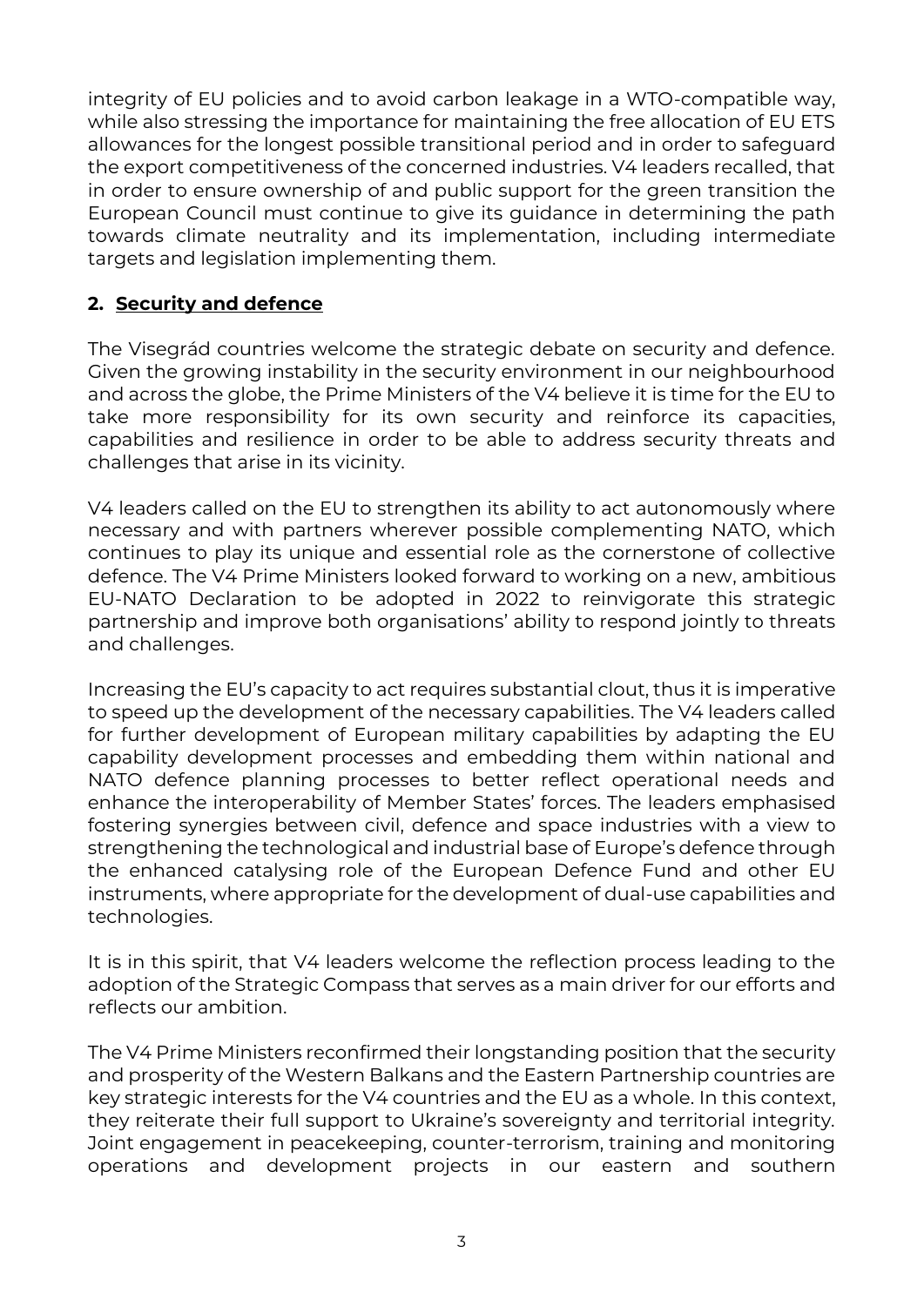integrity of EU policies and to avoid carbon leakage in a WTO-compatible way, while also stressing the importance for maintaining the free allocation of EU ETS allowances for the longest possible transitional period and in order to safeguard the export competitiveness of the concerned industries. V4 leaders recalled, that in order to ensure ownership of and public support for the green transition the European Council must continue to give its guidance in determining the path towards climate neutrality and its implementation, including intermediate targets and legislation implementing them.

## 2. Security and defence

The Visegrád countries welcome the strategic debate on security and defence. Given the growing instability in the security environment in our neighbourhood and across the globe, the Prime Ministers of the V4 believe it is time for the EU to take more responsibility for its own security and reinforce its capacities, capabilities and resilience in order to be able to address security threats and challenges that arise in its vicinity.

V4 leaders called on the EU to strengthen its ability to act autonomously where necessary and with partners wherever possible complementing NATO, which continues to play its unique and essential role as the cornerstone of collective defence. The V4 Prime Ministers looked forward to working on a new, ambitious EU-NATO Declaration to be adopted in 2022 to reinvigorate this strategic partnership and improve both organisations' ability to respond jointly to threats and challenges.

Increasing the EU's capacity to act requires substantial clout, thus it is imperative to speed up the development of the necessary capabilities. The V4 leaders called for further development of European military capabilities by adapting the EU capability development processes and embedding them within national and NATO defence planning processes to better reflect operational needs and enhance the interoperability of Member States' forces. The leaders emphasised fostering synergies between civil, defence and space industries with a view to strengthening the technological and industrial base of Europe's defence through the enhanced catalysing role of the European Defence Fund and other EU instruments, where appropriate for the development of dual-use capabilities and technologies.

It is in this spirit, that V4 leaders welcome the reflection process leading to the adoption of the Strategic Compass that serves as a main driver for our efforts and reflects our ambition.

The V4 Prime Ministers reconfirmed their longstanding position that the security and prosperity of the Western Balkans and the Eastern Partnership countries are key strategic interests for the V4 countries and the EU as a whole. In this context, they reiterate their full support to Ukraine's sovereignty and territorial integrity. Joint engagement in peacekeeping, counter-terrorism, training and monitoring operations and development projects in our eastern and southern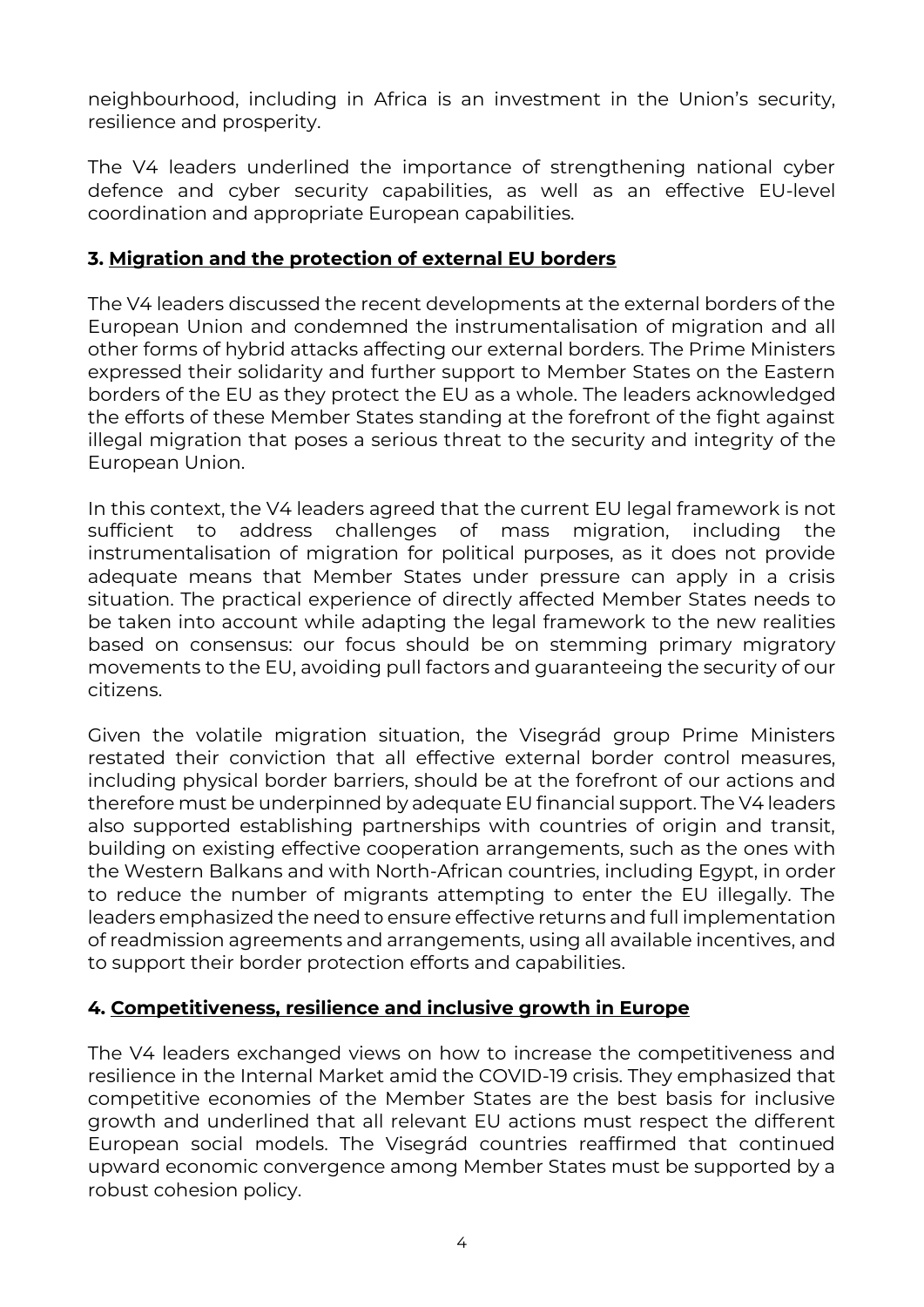neighbourhood, including in Africa is an investment in the Union's security, resilience and prosperity.

The V4 leaders underlined the importance of strengthening national cyber defence and cyber security capabilities, as well as an effective EU-level coordination and appropriate European capabilities.

### 3. <u>Migration and the protection of external EU borders</u>

The V4 leaders discussed the recent developments at the external borders of the European Union and condemned the instrumentalisation of migration and all other forms of hybrid attacks affecting our external borders. The Prime Ministers expressed their solidarity and further support to Member States on the Eastern borders of the EU as they protect the EU as a whole. The leaders acknowledged the efforts of these Member States standing at the forefront of the fight against illegal migration that poses a serious threat to the security and integrity of the European Union.

In this context, the V4 leaders agreed that the current EU legal framework is not sufficient to address challenges of mass migration, including the instrumentalisation of migration for political purposes, as it does not provide adequate means that Member States under pressure can apply in a crisis situation. The practical experience of directly affected Member States needs to be taken into account while adapting the legal framework to the new realities based on consensus: our focus should be on stemming primary migratory movements to the EU, avoiding pull factors and guaranteeing the security of our citizens.

Given the volatile migration situation, the Visegrád group Prime Ministers restated their conviction that all effective external border control measures, including physical border barriers, should be at the forefront of our actions and therefore must be underpinned by adequate EU financial support. The V4 leaders also supported establishing partnerships with countries of origin and transit, building on existing effective cooperation arrangements, such as the ones with the Western Balkans and with North-African countries, including Egypt, in order to reduce the number of migrants attempting to enter the EU illegally. The leaders emphasized the need to ensure effective returns and full implementation of readmission agreements and arrangements, using all available incentives, and to support their border protection efforts and capabilities.

### 4. <u>Competitiveness, resilience and inclusive growth in Europe</u>

The V4 leaders exchanged views on how to increase the competitiveness and resilience in the Internal Market amid the COVID-19 crisis. They emphasized that competitive economies of the Member States are the best basis for inclusive growth and underlined that all relevant EU actions must respect the different European social models. The Visegrád countries reaffirmed that continued upward economic convergence among Member States must be supported by a robust cohesion policy.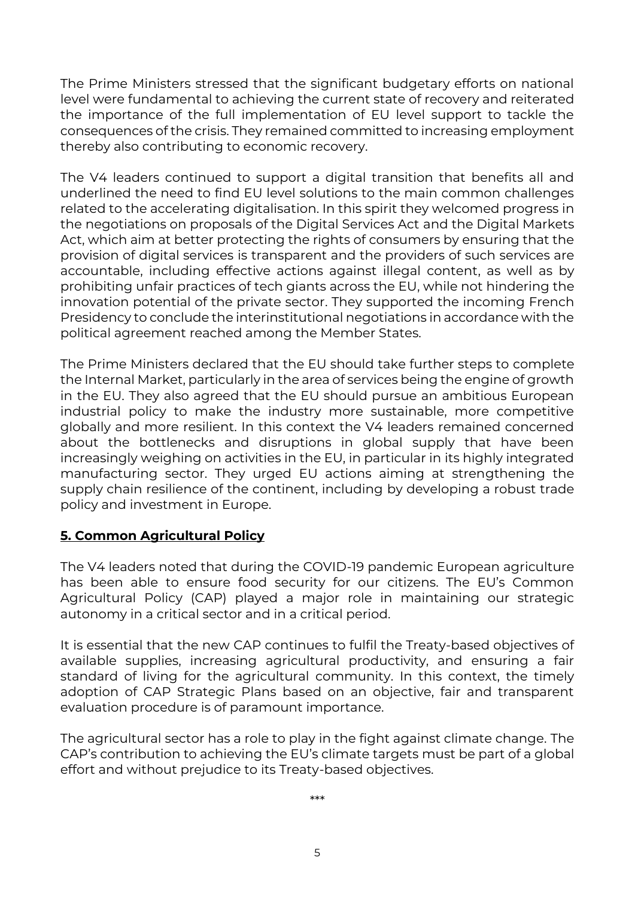The Prime Ministers stressed that the significant budgetary efforts on national level were fundamental to achieving the current state of recovery and reiterated the importance of the full implementation of EU level support to tackle the consequences of the crisis. They remained committed to increasing employment thereby also contributing to economic recovery.

The V4 leaders continued to support a digital transition that benefits all and underlined the need to find EU level solutions to the main common challenges related to the accelerating digitalisation. In this spirit they welcomed progress in the negotiations on proposals of the Digital Services Act and the Digital Markets Act, which aim at better protecting the rights of consumers by ensuring that the provision of digital services is transparent and the providers of such services are accountable, including effective actions against illegal content, as well as by prohibiting unfair practices of tech giants across the EU, while not hindering the innovation potential of the private sector. They supported the incoming French Presidency to conclude the interinstitutional negotiations in accordance with the political agreement reached among the Member States.

The Prime Ministers declared that the EU should take further steps to complete the Internal Market, particularly in the area of services being the engine of growth in the EU. They also agreed that the EU should pursue an ambitious European industrial policy to make the industry more sustainable, more competitive globally and more resilient. In this context the V4 leaders remained concerned about the bottlenecks and disruptions in global supply that have been increasingly weighing on activities in the EU, in particular in its highly integrated manufacturing sector. They urged EU actions aiming at strengthening the supply chain resilience of the continent, including by developing a robust trade policy and investment in Europe.

## 5. Common Agricultural Policy

The V4 leaders noted that during the COVID-19 pandemic European agriculture has been able to ensure food security for our citizens. The EU's Common Agricultural Policy (CAP) played a major role in maintaining our strategic autonomy in a critical sector and in a critical period.

It is essential that the new CAP continues to fulfil the Treaty-based objectives of available supplies, increasing agricultural productivity, and ensuring a fair standard of living for the agricultural community. In this context, the timely adoption of CAP Strategic Plans based on an objective, fair and transparent evaluation procedure is of paramount importance.

The agricultural sector has a role to play in the fight against climate change. The CAP's contribution to achieving the EU's climate targets must be part of a global effort and without prejudice to its Treaty-based objectives.

***